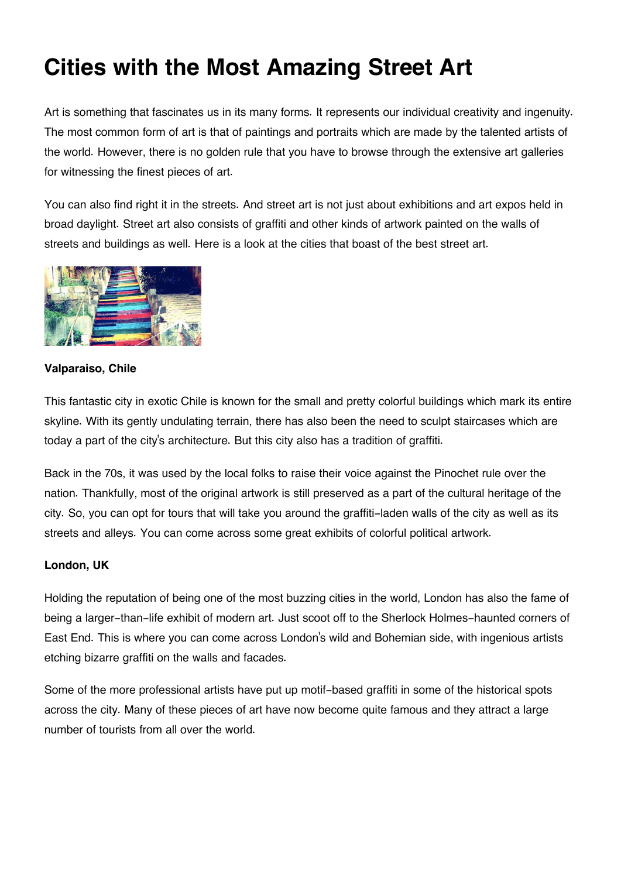# Cities with the Most Amazing Street Art

Art is something that fascinates us in its many forms. It represents our individual creativity and ingenuity. The most common form of art is that of paintings and portraits which are made by the talented artists of the world. However, there is no golden rule that you have to browse through the extensive art galleries for witnessing the finest pieces of art.

You can also find right it in the streets. And street art is not just about exhibitions and art expos held in broad daylight. Street art also consists of graffiti and other kinds of artwork painted on the walls of streets and buildings as well. Here is a look at the cities that boast of the best street art.

**Valparaiso, Chile**

This fantastic city in exotic Chile is known for the small and pretty colorful buildings which mark its entire skyline. With its gently undulating terrain, there has also been the need to sculpt staircases which are today a part of the city's architecture. But this city also has a tradition of graffiti.

Back in the 70s, it was used by the local folks to raise their voice against the Pinochet rule over the nation. Thankfully, most of the original artwork is still preserved as a part of the cultural heritage of the city. So, you can opt for tours that will take you around the graffiti-laden walls of the city as well as its streets and alleys. You can come across some great exhibits of colorful political artwork.

**London, UK**

Holding the reputation of being one of the most buzzing cities in the world, London has also the fame of being a larger-than-life exhibit of modern art. Just scoot off to the Sherlock Holmes-haunted corners of East End. This is where you can come across London's wild and Bohemian side, with ingenious artists etching bizarre graffiti on the walls and facades.

Some of the more professional artists have put up motif-based graffiti in some of the historical spots across the city. Many of these pieces of art have now become quite famous and they attract a large number of tourists from all over the world.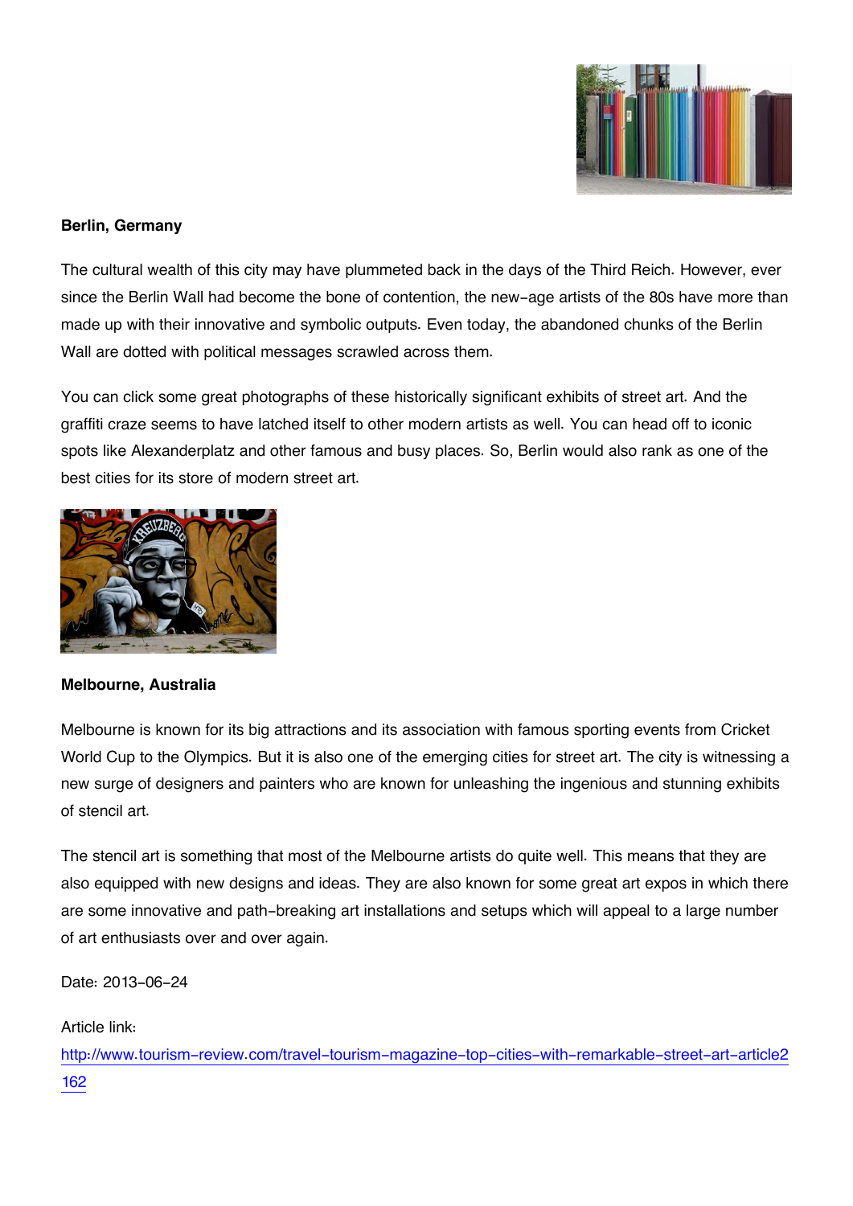**Berlin, Germany**

The cultural wealth of this city may have plummeted back in the days of the Third Reich. However, ever since the Berlin Wall had become the bone of contention, the new-age artists of the 80s have more than made up with their innovative and symbolic outputs. Even today, the abandoned chunks of the Berlin Wall are dotted with political messages scrawled across them.

You can click some great photographs of these historically significant exhibits of street art. And the graffiti craze seems to have latched itself to other modern artists as well. You can head off to iconic spots like Alexanderplatz and other famous and busy places. So, Berlin would also rank as one of the best cities for its store of modern street art.

**Melbourne, Australia**

Melbourne is known for its big attractions and its association with famous sporting events from Cricket World Cup to the Olympics. But it is also one of the emerging cities for street art. The city is witnessing a new surge of designers and painters who are known for unleashing the ingenious and stunning exhibits of stencil art.

The stencil art is something that most of the Melbourne artists do quite well. This means that they are also equipped with new designs and ideas. They are also known for some great art expos in which there are some innovative and path-breaking art installations and setups which will appeal to a large number of art enthusiasts over and over again.

Date: 2013-06-24

Article link:
[http://www.tourism-review.com/travel-tourism-magazine-top-cities-with-remarkable-street-art-article2162](http://www.tourism-review.com/travel-tourism-magazine-top-cities-with-remarkable-street-art-article2162)